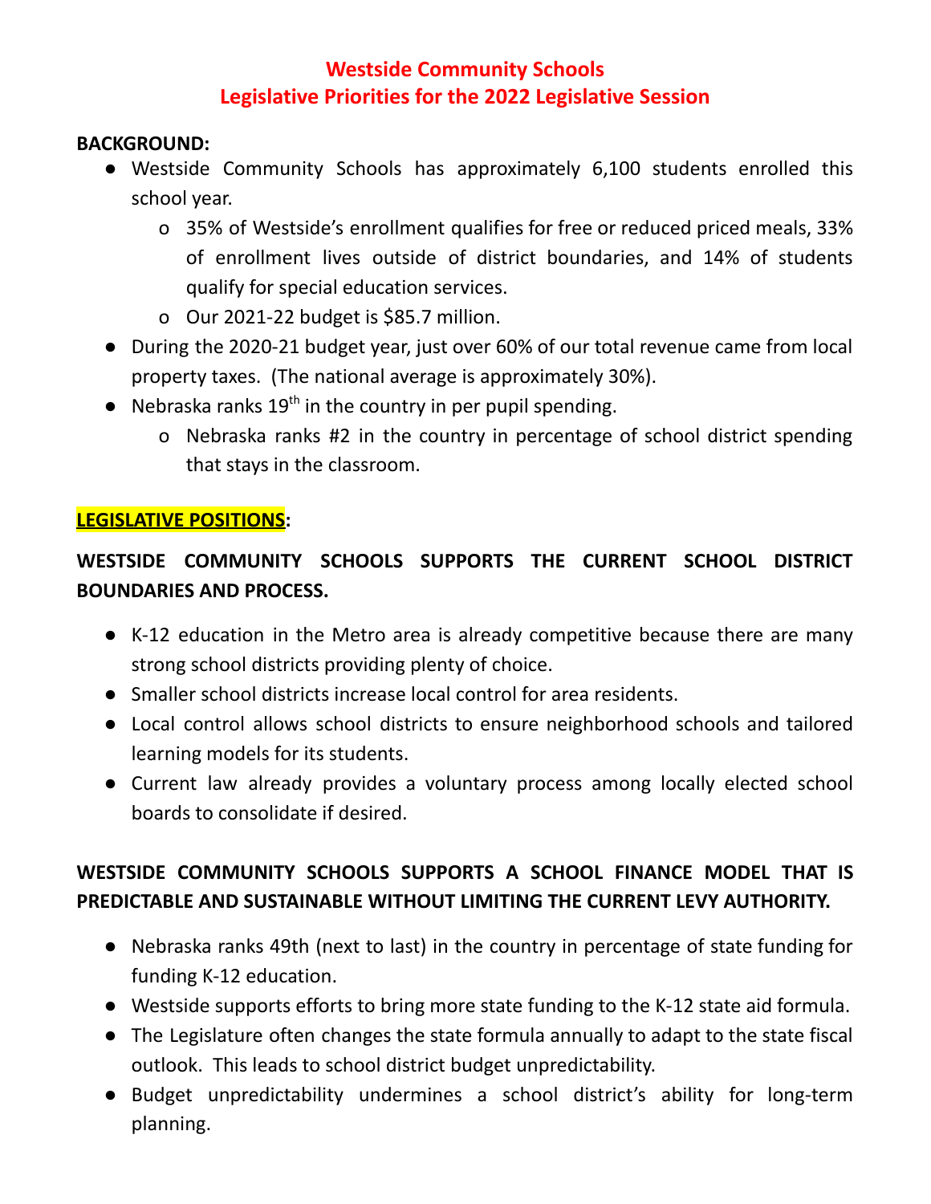# Westside Community Schools
# Legislative Priorities for the 2022 Legislative Session

**BACKGROUND:**

- Westside Community Schools has approximately 6,100 students enrolled this school year.
  - 35% of Westside's enrollment qualifies for free or reduced priced meals, 33% of enrollment lives outside of district boundaries, and 14% of students qualify for special education services.
  - Our 2021-22 budget is $85.7 million.
- During the 2020-21 budget year, just over 60% of our total revenue came from local property taxes. (The national average is approximately 30%).
- Nebraska ranks 19th in the country in per pupil spending.
  - Nebraska ranks #2 in the country in percentage of school district spending that stays in the classroom.

**LEGISLATIVE POSITIONS:**

**WESTSIDE COMMUNITY SCHOOLS SUPPORTS THE CURRENT SCHOOL DISTRICT BOUNDARIES AND PROCESS.**

- K-12 education in the Metro area is already competitive because there are many strong school districts providing plenty of choice.
- Smaller school districts increase local control for area residents.
- Local control allows school districts to ensure neighborhood schools and tailored learning models for its students.
- Current law already provides a voluntary process among locally elected school boards to consolidate if desired.

**WESTSIDE COMMUNITY SCHOOLS SUPPORTS A SCHOOL FINANCE MODEL THAT IS PREDICTABLE AND SUSTAINABLE WITHOUT LIMITING THE CURRENT LEVY AUTHORITY.**

- Nebraska ranks 49th (next to last) in the country in percentage of state funding for funding K-12 education.
- Westside supports efforts to bring more state funding to the K-12 state aid formula.
- The Legislature often changes the state formula annually to adapt to the state fiscal outlook. This leads to school district budget unpredictability.
- Budget unpredictability undermines a school district's ability for long-term planning.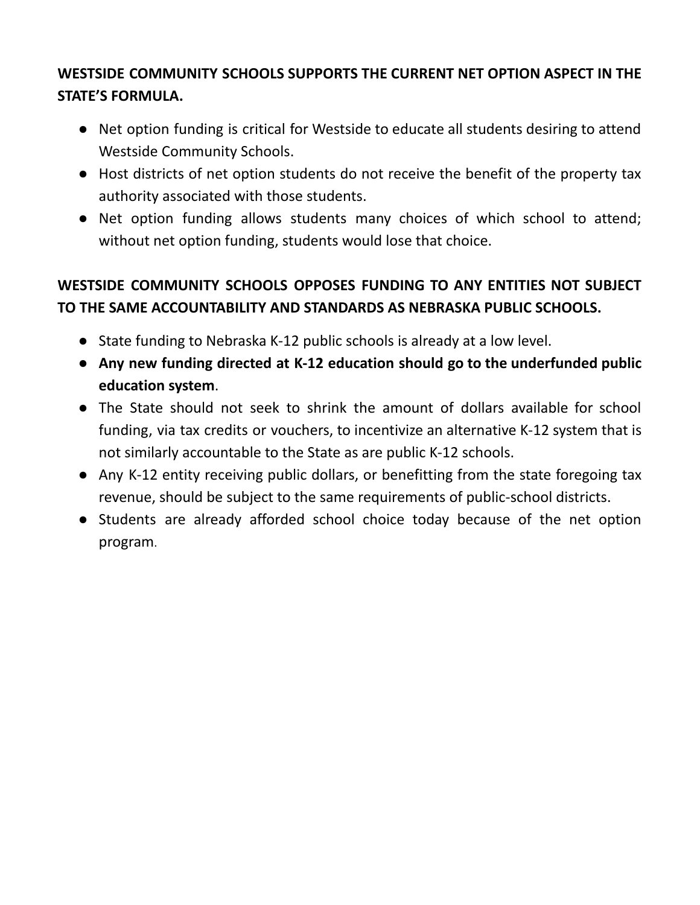**WESTSIDE COMMUNITY SCHOOLS SUPPORTS THE CURRENT NET OPTION ASPECT IN THE STATE'S FORMULA.**

- Net option funding is critical for Westside to educate all students desiring to attend Westside Community Schools.
- Host districts of net option students do not receive the benefit of the property tax authority associated with those students.
- Net option funding allows students many choices of which school to attend; without net option funding, students would lose that choice.

**WESTSIDE COMMUNITY SCHOOLS OPPOSES FUNDING TO ANY ENTITIES NOT SUBJECT TO THE SAME ACCOUNTABILITY AND STANDARDS AS NEBRASKA PUBLIC SCHOOLS.**

- State funding to Nebraska K-12 public schools is already at a low level.
- **Any new funding directed at K-12 education should go to the underfunded public education system**.
- The State should not seek to shrink the amount of dollars available for school funding, via tax credits or vouchers, to incentivize an alternative K-12 system that is not similarly accountable to the State as are public K-12 schools.
- Any K-12 entity receiving public dollars, or benefitting from the state foregoing tax revenue, should be subject to the same requirements of public-school districts.
- Students are already afforded school choice today because of the net option program.